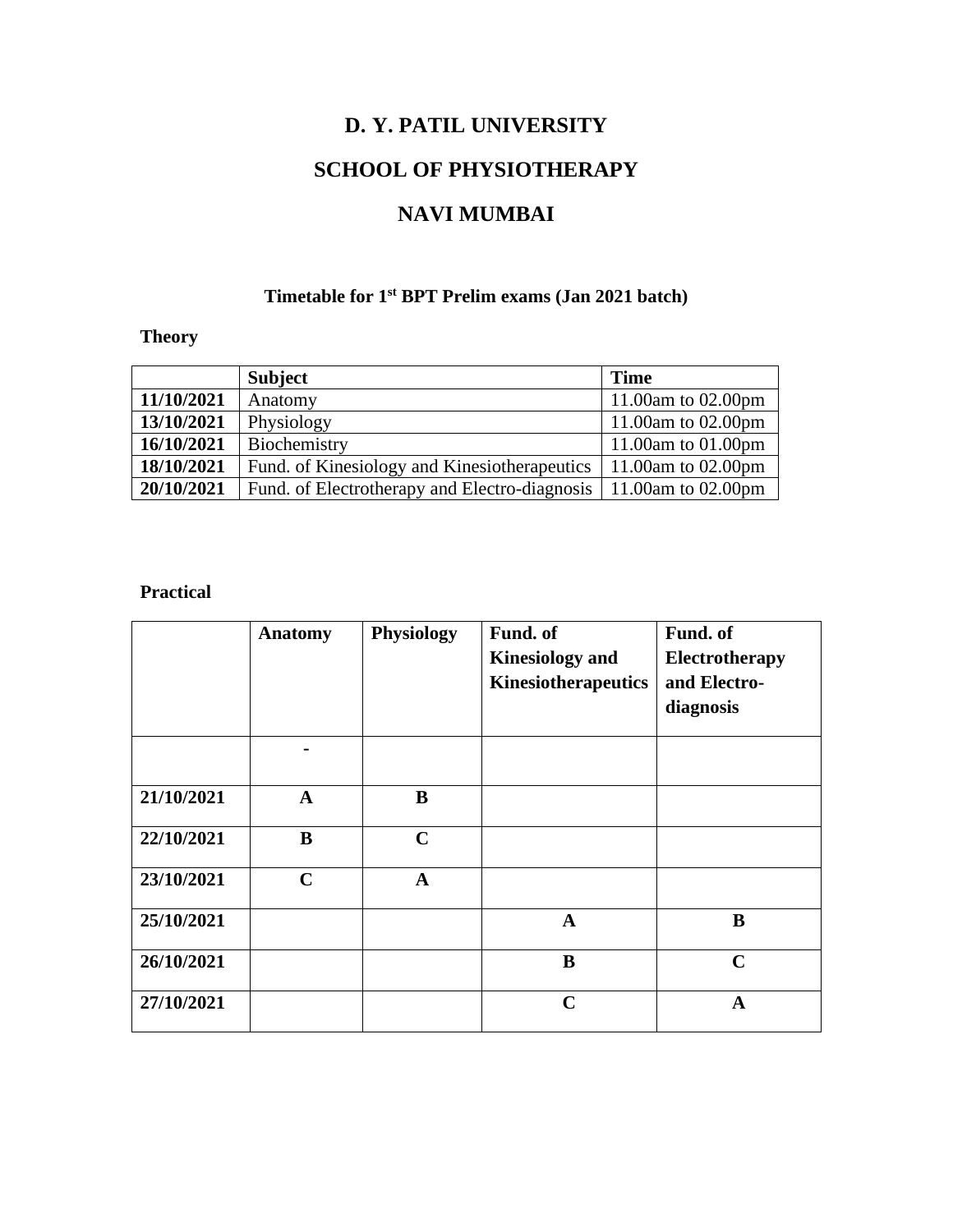# D. Y. PATIL UNIVERSITY

# SCHOOL OF PHYSIOTHERAPY

# NAVI MUMBAI

### Timetable for 1st BPT Prelim exams (Jan 2021 batch)

**Theory**

| | Subject | Time |
|---|---|---|
| **11/10/2021** | Anatomy | 11.00am to 02.00pm |
| **13/10/2021** | Physiology | 11.00am to 02.00pm |
| **16/10/2021** | Biochemistry | 11.00am to 01.00pm |
| **18/10/2021** | Fund. of Kinesiology and Kinesiotherapeutics | 11.00am to 02.00pm |
| **20/10/2021** | Fund. of Electrotherapy and Electro-diagnosis | 11.00am to 02.00pm |

**Practical**

| | Anatomy | Physiology | Fund. of Kinesiology and Kinesiotherapeutics | Fund. of Electrotherapy and Electro-diagnosis |
|---|---|---|---|---|
| | - | | | |
| **21/10/2021** | **A** | **B** | | |
| **22/10/2021** | **B** | **C** | | |
| **23/10/2021** | **C** | **A** | | |
| **25/10/2021** | | | **A** | **B** |
| **26/10/2021** | | | **B** | **C** |
| **27/10/2021** | | | **C** | **A** |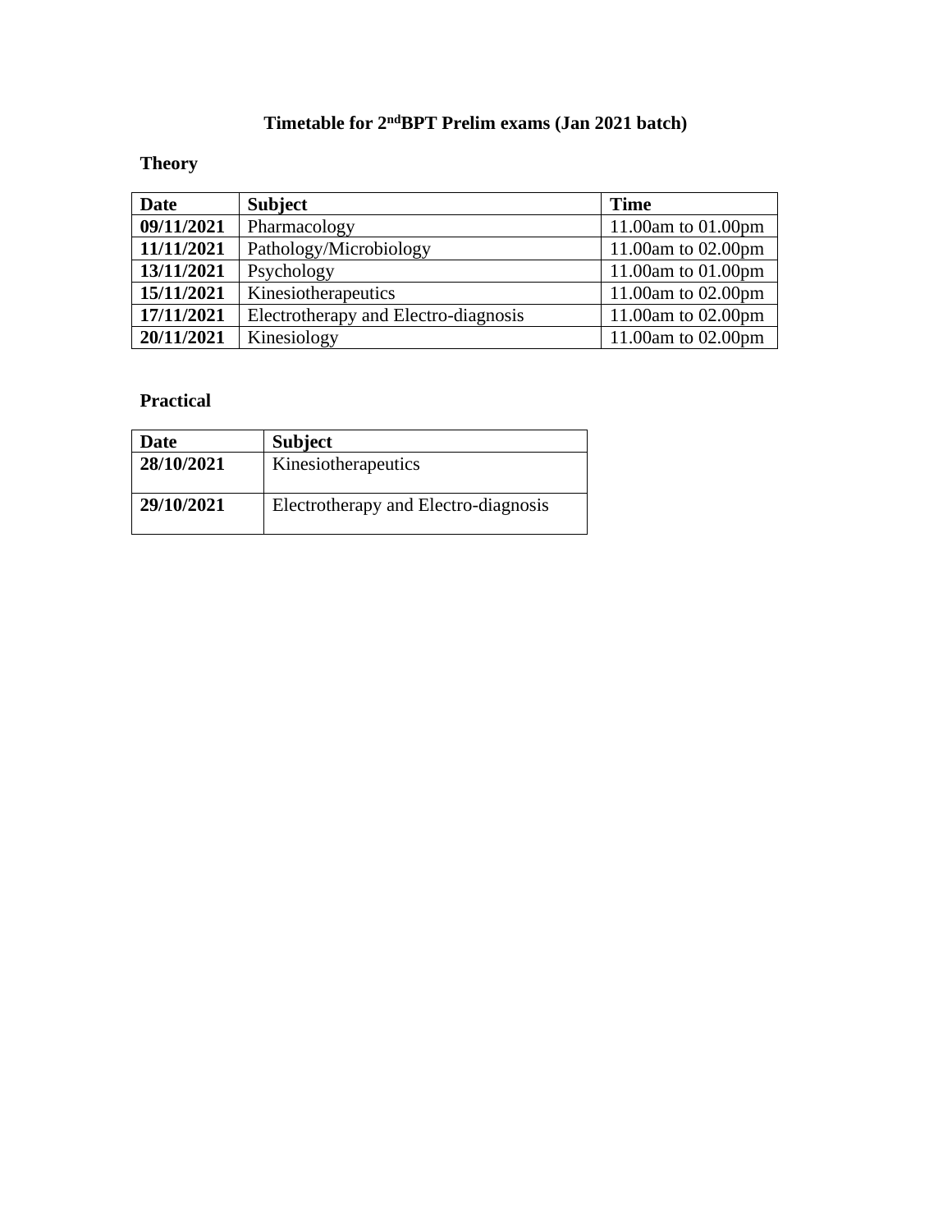# Timetable for 2nd BPT Prelim exams (Jan 2021 batch)

## Theory

| Date | Subject | Time |
|---|---|---|
| **09/11/2021** | Pharmacology | 11.00am to 01.00pm |
| **11/11/2021** | Pathology/Microbiology | 11.00am to 02.00pm |
| **13/11/2021** | Psychology | 11.00am to 01.00pm |
| **15/11/2021** | Kinesiotherapeutics | 11.00am to 02.00pm |
| **17/11/2021** | Electrotherapy and Electro-diagnosis | 11.00am to 02.00pm |
| **20/11/2021** | Kinesiology | 11.00am to 02.00pm |

## Practical

| Date | Subject |
|---|---|
| **28/10/2021** | Kinesiotherapeutics |
| **29/10/2021** | Electrotherapy and Electro-diagnosis |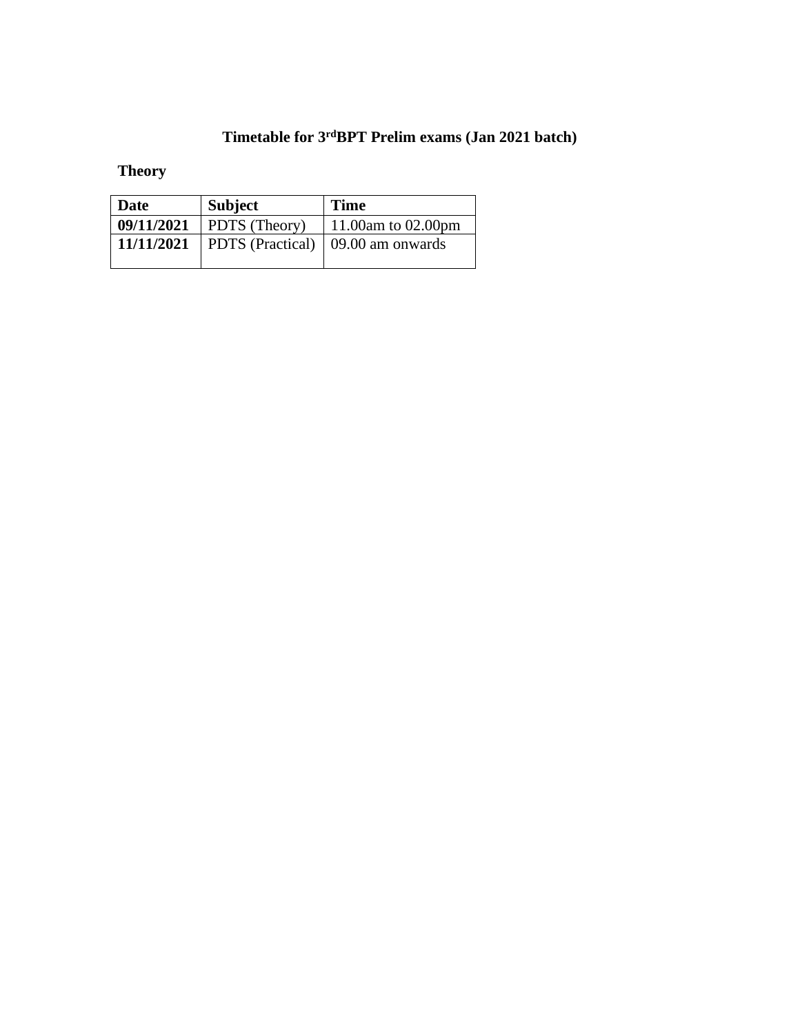# Timetable for 3rd BPT Prelim exams (Jan 2021 batch)

**Theory**

| **Date** | **Subject** | **Time** |
|---|---|---|
| **09/11/2021** | PDTS (Theory) | 11.00am to 02.00pm |
| **11/11/2021** | PDTS (Practical) | 09.00 am onwards |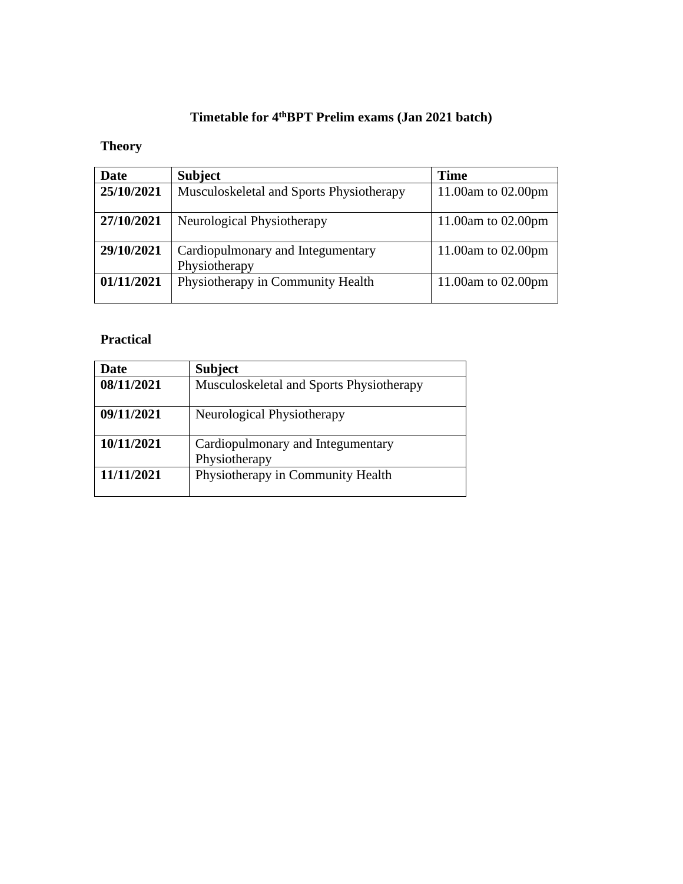# Timetable for 4[th]BPT Prelim exams (Jan 2021 batch)

## Theory

| Date | Subject | Time |
|---|---|---|
| **25/10/2021** | Musculoskeletal and Sports Physiotherapy | 11.00am to 02.00pm |
| **27/10/2021** | Neurological Physiotherapy | 11.00am to 02.00pm |
| **29/10/2021** | Cardiopulmonary and Integumentary Physiotherapy | 11.00am to 02.00pm |
| **01/11/2021** | Physiotherapy in Community Health | 11.00am to 02.00pm |

## Practical

| Date | Subject |
|---|---|
| **08/11/2021** | Musculoskeletal and Sports Physiotherapy |
| **09/11/2021** | Neurological Physiotherapy |
| **10/11/2021** | Cardiopulmonary and Integumentary Physiotherapy |
| **11/11/2021** | Physiotherapy in Community Health |